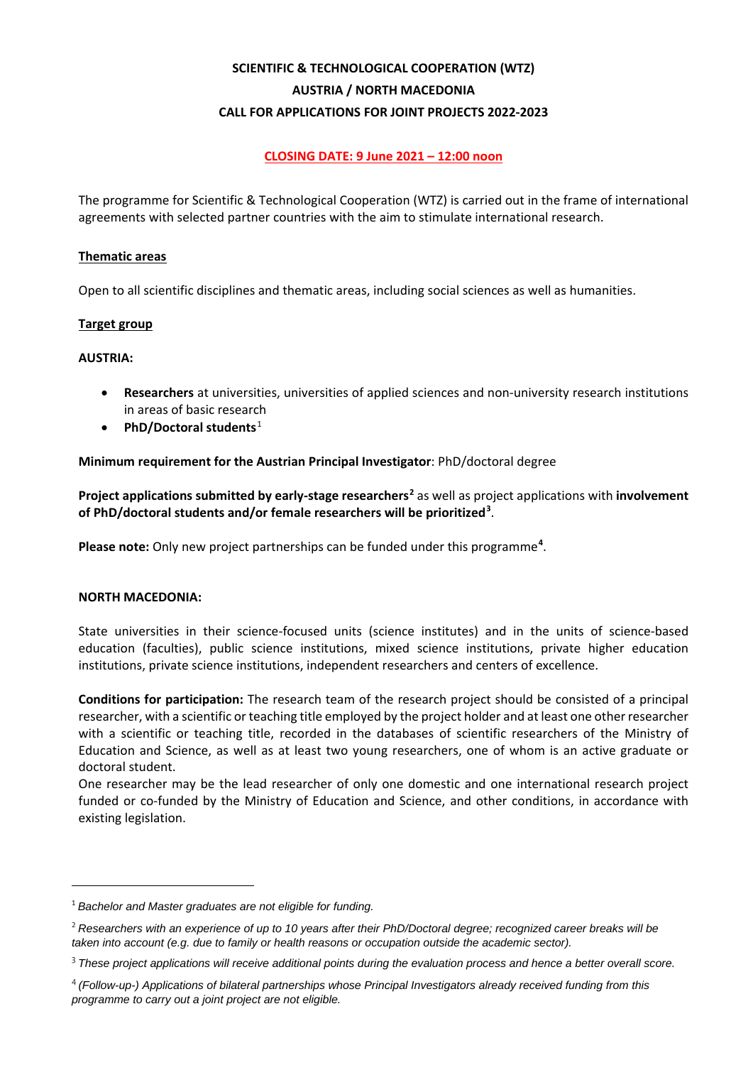# SCIENTIFIC & TECHNOLOGICAL COOPERATION (WTZ)
# AUSTRIA / NORTH MACEDONIA
# CALL FOR APPLICATIONS FOR JOINT PROJECTS 2022-2023

**CLOSING DATE: 9 June 2021 – 12:00 noon**

The programme for Scientific & Technological Cooperation (WTZ) is carried out in the frame of international agreements with selected partner countries with the aim to stimulate international research.

## Thematic areas

Open to all scientific disciplines and thematic areas, including social sciences as well as humanities.

## Target group

### AUSTRIA:

- **Researchers** at universities, universities of applied sciences and non-university research institutions in areas of basic research
- **PhD/Doctoral students**[1]

**Minimum requirement for the Austrian Principal Investigator**: PhD/doctoral degree

**Project applications submitted by early-stage researchers[2]** as well as project applications with **involvement of PhD/doctoral students and/or female researchers will be prioritized[3]**.

**Please note:** Only new project partnerships can be funded under this programme[4].

### NORTH MACEDONIA:

State universities in their science-focused units (science institutes) and in the units of science-based education (faculties), public science institutions, mixed science institutions, private higher education institutions, private science institutions, independent researchers and centers of excellence.

**Conditions for participation:** The research team of the research project should be consisted of a principal researcher, with a scientific or teaching title employed by the project holder and at least one other researcher with a scientific or teaching title, recorded in the databases of scientific researchers of the Ministry of Education and Science, as well as at least two young researchers, one of whom is an active graduate or doctoral student.

One researcher may be the lead researcher of only one domestic and one international research project funded or co-funded by the Ministry of Education and Science, and other conditions, in accordance with existing legislation.

---

[1] *Bachelor and Master graduates are not eligible for funding.*

[2] *Researchers with an experience of up to 10 years after their PhD/Doctoral degree; recognized career breaks will be taken into account (e.g. due to family or health reasons or occupation outside the academic sector).*

[3] *These project applications will receive additional points during the evaluation process and hence a better overall score.*

[4] *(Follow-up-) Applications of bilateral partnerships whose Principal Investigators already received funding from this programme to carry out a joint project are not eligible.*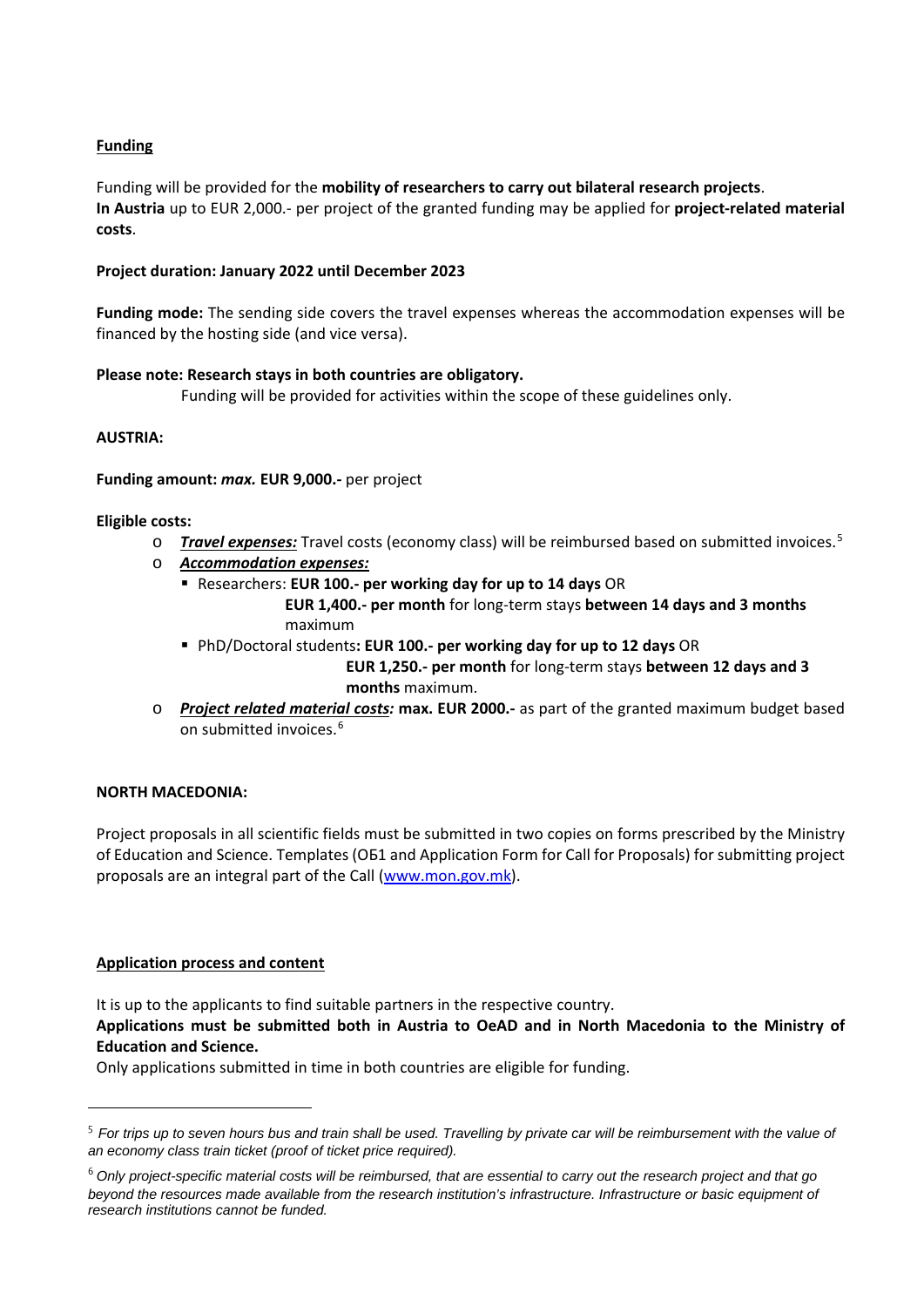**Funding**

Funding will be provided for the **mobility of researchers to carry out bilateral research projects**.
**In Austria** up to EUR 2,000.- per project of the granted funding may be applied for **project-related material costs**.

**Project duration: January 2022 until December 2023**

**Funding mode:** The sending side covers the travel expenses whereas the accommodation expenses will be financed by the hosting side (and vice versa).

**Please note: Research stays in both countries are obligatory.**
Funding will be provided for activities within the scope of these guidelines only.

**AUSTRIA:**

**Funding amount:** ***max.*** **EUR 9,000.-** per project

**Eligible costs:**

- ***Travel expenses:*** Travel costs (economy class) will be reimbursed based on submitted invoices.[5]
- ***Accommodation expenses:***
  - Researchers: **EUR 100.- per working day for up to 14 days** OR **EUR 1,400.- per month** for long-term stays **between 14 days and 3 months** maximum
  - PhD/Doctoral students**: EUR 100.- per working day for up to 12 days** OR **EUR 1,250.- per month** for long-term stays **between 12 days and 3 months** maximum.
- ***Project related material costs:*** **max. EUR 2000.-** as part of the granted maximum budget based on submitted invoices.[6]

**NORTH MACEDONIA:**

Project proposals in all scientific fields must be submitted in two copies on forms prescribed by the Ministry of Education and Science. Templates (ОБ1 and Application Form for Call for Proposals) for submitting project proposals are an integral part of the Call (www.mon.gov.mk).

**Application process and content**

It is up to the applicants to find suitable partners in the respective country.
**Applications must be submitted both in Austria to OeAD and in North Macedonia to the Ministry of Education and Science.**
Only applications submitted in time in both countries are eligible for funding.

[5] *For trips up to seven hours bus and train shall be used. Travelling by private car will be reimbursement with the value of an economy class train ticket (proof of ticket price required).*

[6] *Only project-specific material costs will be reimbursed, that are essential to carry out the research project and that go beyond the resources made available from the research institution's infrastructure. Infrastructure or basic equipment of research institutions cannot be funded.*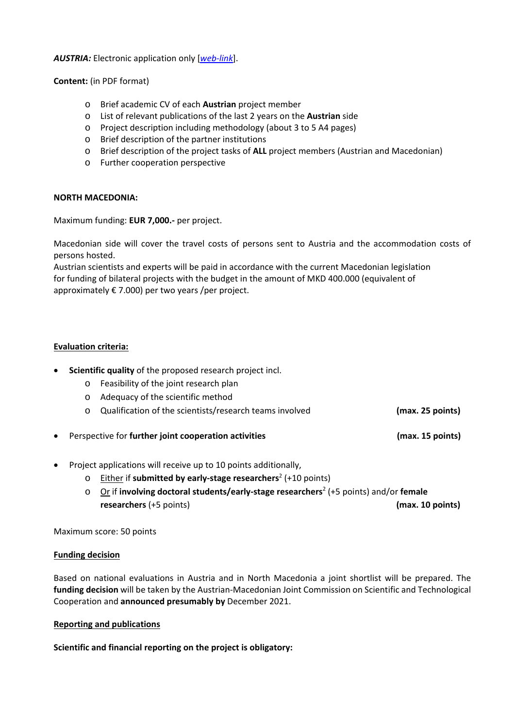***AUSTRIA:*** Electronic application only [*web-link*].

**Content:** (in PDF format)

- Brief academic CV of each **Austrian** project member
- List of relevant publications of the last 2 years on the **Austrian** side
- Project description including methodology (about 3 to 5 A4 pages)
- Brief description of the partner institutions
- Brief description of the project tasks of **ALL** project members (Austrian and Macedonian)
- Further cooperation perspective

**NORTH MACEDONIA:**

Maximum funding: **EUR 7,000.-** per project.

Macedonian side will cover the travel costs of persons sent to Austria and the accommodation costs of persons hosted.
Austrian scientists and experts will be paid in accordance with the current Macedonian legislation for funding of bilateral projects with the budget in the amount of MKD 400.000 (equivalent of approximately € 7.000) per two years /per project.

## Evaluation criteria:

- **Scientific quality** of the proposed research project incl.
  - Feasibility of the joint research plan
  - Adequacy of the scientific method
  - Qualification of the scientists/research teams involved **(max. 25 points)**
- Perspective for **further joint cooperation activities** **(max. 15 points)**
- Project applications will receive up to 10 points additionally,
  - Either if **submitted by early-stage researchers**[2] (+10 points)
  - Or if **involving doctoral students/early-stage researchers**[2] (+5 points) and/or **female researchers** (+5 points) **(max. 10 points)**

Maximum score: 50 points

## Funding decision

Based on national evaluations in Austria and in North Macedonia a joint shortlist will be prepared. The **funding decision** will be taken by the Austrian-Macedonian Joint Commission on Scientific and Technological Cooperation and **announced presumably by** December 2021.

## Reporting and publications

**Scientific and financial reporting on the project is obligatory:**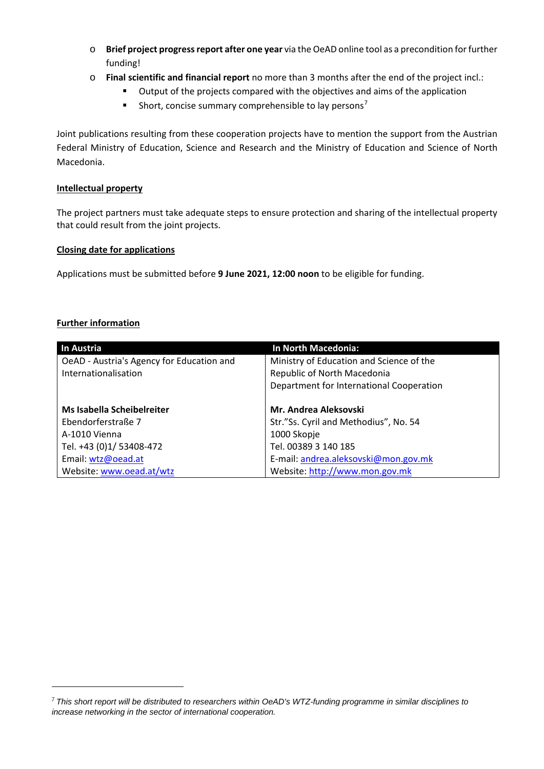- **Brief project progress report after one year** via the OeAD online tool as a precondition for further funding!
- **Final scientific and financial report** no more than 3 months after the end of the project incl.:
  - Output of the projects compared with the objectives and aims of the application
  - Short, concise summary comprehensible to lay persons[7]

Joint publications resulting from these cooperation projects have to mention the support from the Austrian Federal Ministry of Education, Science and Research and the Ministry of Education and Science of North Macedonia.

**Intellectual property**

The project partners must take adequate steps to ensure protection and sharing of the intellectual property that could result from the joint projects.

**Closing date for applications**

Applications must be submitted before **9 June 2021, 12:00 noon** to be eligible for funding.

**Further information**

| In Austria | In North Macedonia: |
|---|---|
| OeAD - Austria's Agency for Education and Internationalisation | Ministry of Education and Science of the Republic of North Macedonia<br>Department for International Cooperation |
| **Ms Isabella Scheibelreiter**<br>Ebendorferstraße 7<br>A-1010 Vienna<br>Tel. +43 (0)1/ 53408-472<br>Email: wtz@oead.at<br>Website: www.oead.at/wtz | **Mr. Andrea Aleksovski**<br>Str."Ss. Cyril and Methodius", No. 54<br>1000 Skopje<br>Tel. 00389 3 140 185<br>E-mail: andrea.aleksovski@mon.gov.mk<br>Website: http://www.mon.gov.mk |

[7] *This short report will be distributed to researchers within OeAD's WTZ-funding programme in similar disciplines to increase networking in the sector of international cooperation.*